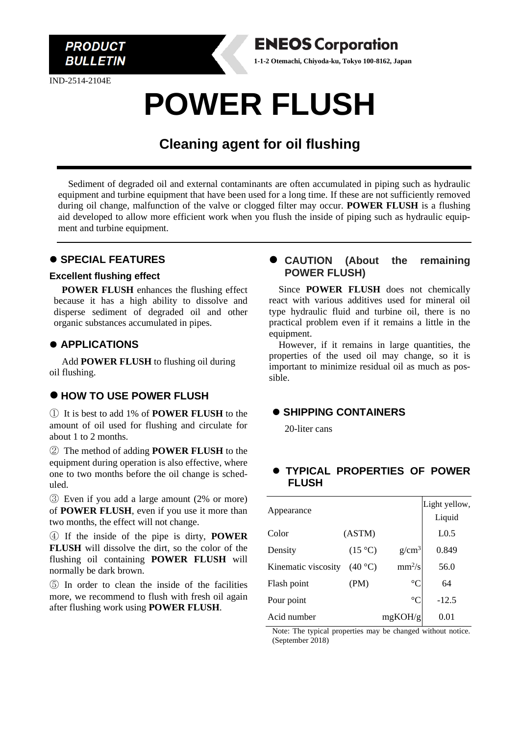**PRODUCT BULLETIN**

**ENEOS Corporation**

**1-1-2 Otemachi, Chiyoda-ku, Tokyo 100-8162, Japan**

IND-2514-2104E

# POWER FLUSH

## Cleaning agent for oil flushing

Sediment of degraded oil and external contaminants are often accumulated in piping such as hydraulic equipment and turbine equipment that have been used for a long time. If these are not sufficiently removed during oil change, malfunction of the valve or clogged filter may occur. **POWER FLUSH** is a flushing aid developed to allow more efficient work when you flush the inside of piping such as hydraulic equipment and turbine equipment.

### ● SPECIAL FEATURES

**Excellent flushing effect**

**POWER FLUSH** enhances the flushing effect because it has a high ability to dissolve and disperse sediment of degraded oil and other organic substances accumulated in pipes.

### ● APPLICATIONS

Add **POWER FLUSH** to flushing oil during oil flushing.

### ● HOW TO USE POWER FLUSH

① It is best to add 1% of **POWER FLUSH** to the amount of oil used for flushing and circulate for about 1 to 2 months.

② The method of adding **POWER FLUSH** to the equipment during operation is also effective, where one to two months before the oil change is scheduled.

③ Even if you add a large amount (2% or more) of **POWER FLUSH**, even if you use it more than two months, the effect will not change.

④ If the inside of the pipe is dirty, **POWER FLUSH** will dissolve the dirt, so the color of the flushing oil containing **POWER FLUSH** will normally be dark brown.

⑤ In order to clean the inside of the facilities more, we recommend to flush with fresh oil again after flushing work using **POWER FLUSH**.

### ● CAUTION (About the remaining POWER FLUSH)

Since **POWER FLUSH** does not chemically react with various additives used for mineral oil type hydraulic fluid and turbine oil, there is no practical problem even if it remains a little in the equipment.

However, if it remains in large quantities, the properties of the used oil may change, so it is important to minimize residual oil as much as possible.

### ● SHIPPING CONTAINERS

20-liter cans

### ● TYPICAL PROPERTIES OF POWER FLUSH

| Property | Method | Unit | Value |
|---|---|---|---|
| Appearance | | | Light yellow, Liquid |
| Color | (ASTM) | | L0.5 |
| Density | (15 °C) | $g/cm^3$ | 0.849 |
| Kinematic viscosity | (40 °C) | $mm^2/s$ | 56.0 |
| Flash point | (PM) | °C | 64 |
| Pour point | | °C | -12.5 |
| Acid number | | mgKOH/g | 0.01 |

Note: The typical properties may be changed without notice. (September 2018)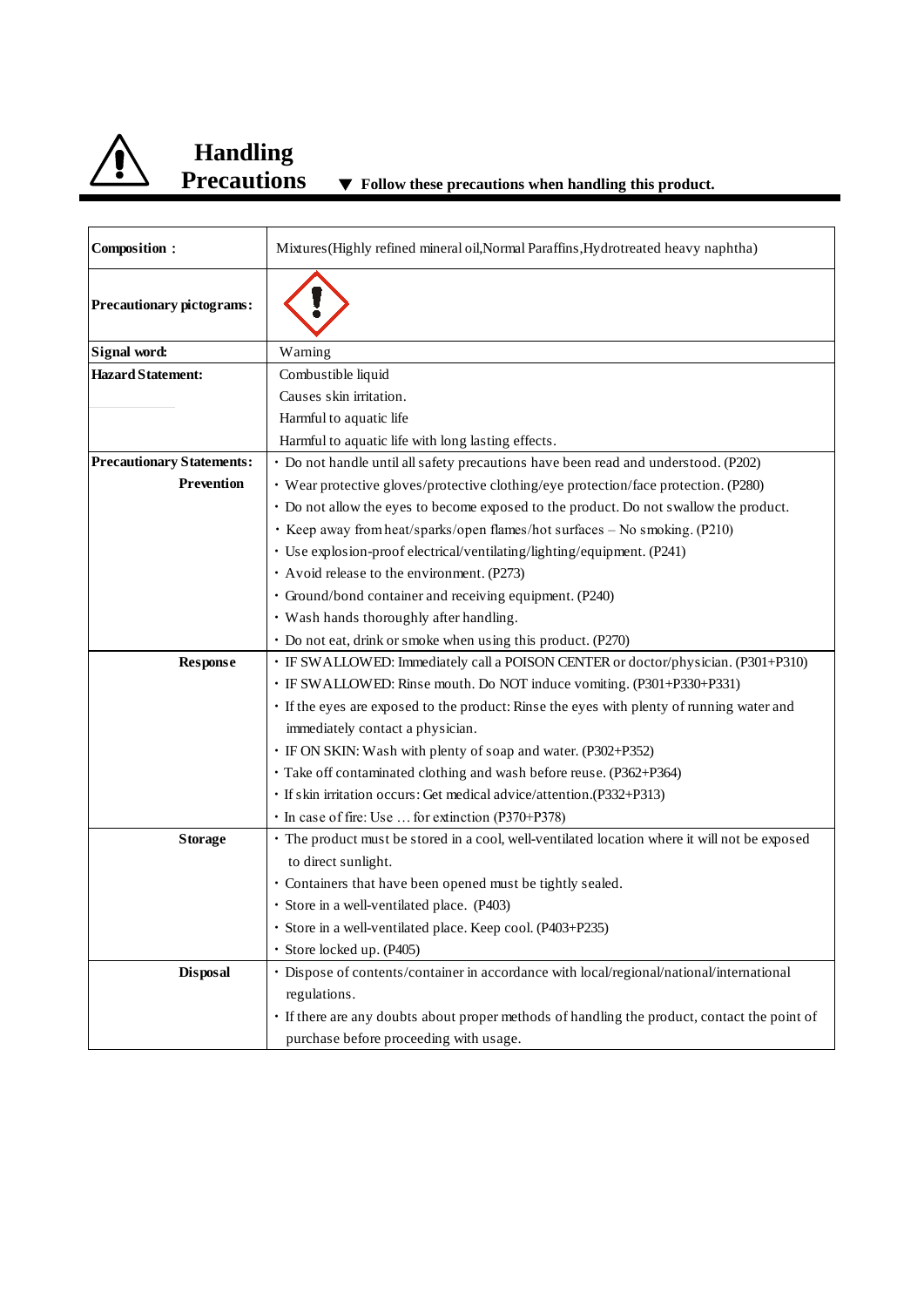# Handling Precautions

▼ **Follow these precautions when handling this product.**

| | |
|---|---|
| **Composition：** | Mixtures(Highly refined mineral oil,Normal Paraffins,Hydrotreated heavy naphtha) |
| **Precautionary pictograms:** | |
| **Signal word:** | Warning |
| **Hazard Statement:** | Combustible liquid<br>Causes skin irritation.<br>Harmful to aquatic life<br>Harmful to aquatic life with long lasting effects. |
| **Precautionary Statements:**<br>**Prevention** | ・Do not handle until all safety precautions have been read and understood. (P202)<br>・Wear protective gloves/protective clothing/eye protection/face protection. (P280)<br>・Do not allow the eyes to become exposed to the product. Do not swallow the product.<br>・Keep away from heat/sparks/open flames/hot surfaces – No smoking. (P210)<br>・Use explosion-proof electrical/ventilating/lighting/equipment. (P241)<br>・Avoid release to the environment. (P273)<br>・Ground/bond container and receiving equipment. (P240)<br>・Wash hands thoroughly after handling.<br>・Do not eat, drink or smoke when using this product. (P270) |
| **Response** | ・IF SWALLOWED: Immediately call a POISON CENTER or doctor/physician. (P301+P310)<br>・IF SWALLOWED: Rinse mouth. Do NOT induce vomiting. (P301+P330+P331)<br>・If the eyes are exposed to the product: Rinse the eyes with plenty of running water and immediately contact a physician.<br>・IF ON SKIN: Wash with plenty of soap and water. (P302+P352)<br>・Take off contaminated clothing and wash before reuse. (P362+P364)<br>・If skin irritation occurs: Get medical advice/attention.(P332+P313)<br>・In case of fire: Use … for extinction (P370+P378) |
| **Storage** | ・The product must be stored in a cool, well-ventilated location where it will not be exposed to direct sunlight.<br>・Containers that have been opened must be tightly sealed.<br>・Store in a well-ventilated place. (P403)<br>・Store in a well-ventilated place. Keep cool. (P403+P235)<br>・Store locked up. (P405) |
| **Disposal** | ・Dispose of contents/container in accordance with local/regional/national/international regulations.<br>・If there are any doubts about proper methods of handling the product, contact the point of purchase before proceeding with usage. |